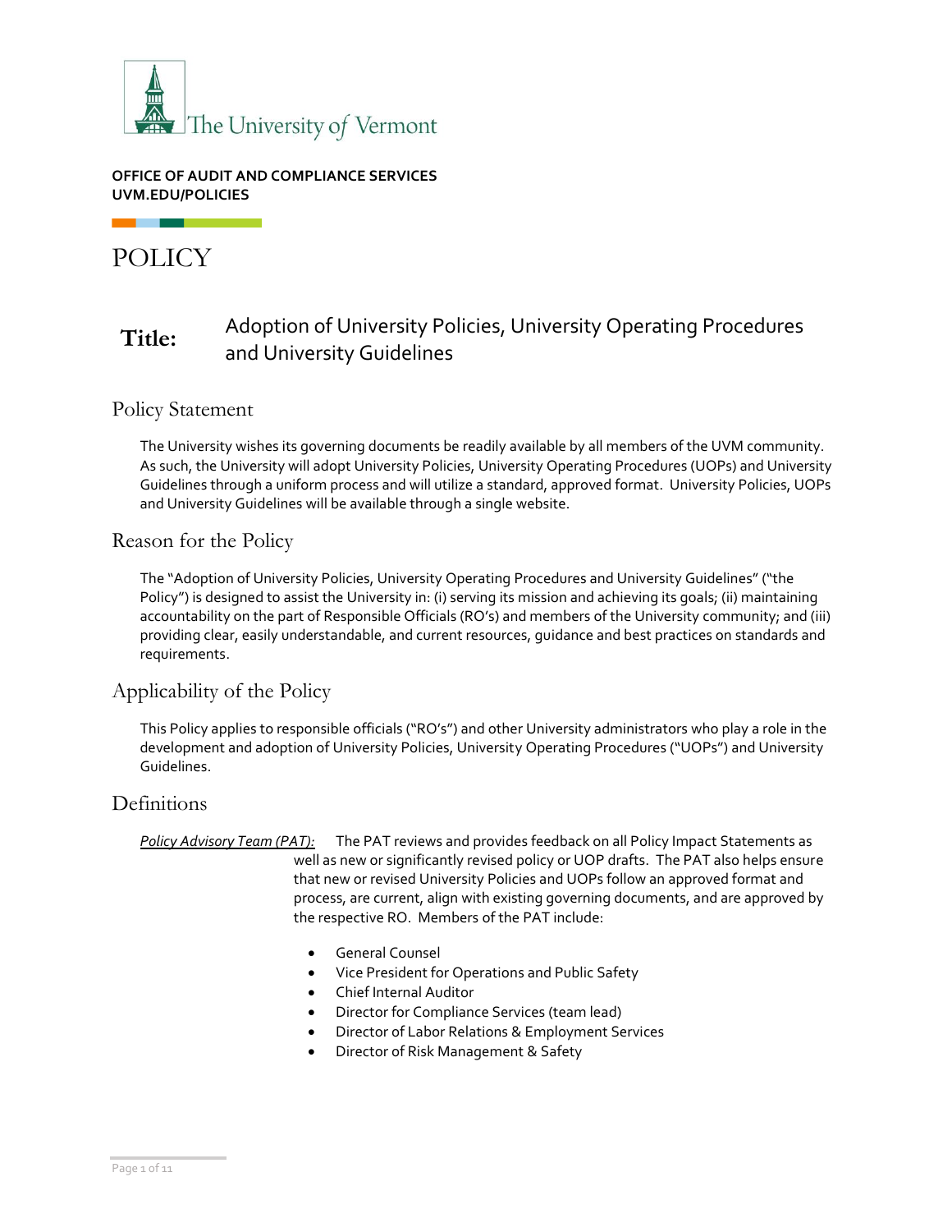The University of Vermont

**OFFICE OF AUDIT AND COMPLIANCE SERVICES**
**UVM.EDU/POLICIES**

# POLICY

**Title:** Adoption of University Policies, University Operating Procedures and University Guidelines

## Policy Statement

The University wishes its governing documents be readily available by all members of the UVM community. As such, the University will adopt University Policies, University Operating Procedures (UOPs) and University Guidelines through a uniform process and will utilize a standard, approved format. University Policies, UOPs and University Guidelines will be available through a single website.

## Reason for the Policy

The "Adoption of University Policies, University Operating Procedures and University Guidelines" ("the Policy") is designed to assist the University in: (i) serving its mission and achieving its goals; (ii) maintaining accountability on the part of Responsible Officials (RO's) and members of the University community; and (iii) providing clear, easily understandable, and current resources, guidance and best practices on standards and requirements.

## Applicability of the Policy

This Policy applies to responsible officials ("RO's") and other University administrators who play a role in the development and adoption of University Policies, University Operating Procedures ("UOPs") and University Guidelines.

## Definitions

*Policy Advisory Team (PAT):* The PAT reviews and provides feedback on all Policy Impact Statements as well as new or significantly revised policy or UOP drafts. The PAT also helps ensure that new or revised University Policies and UOPs follow an approved format and process, are current, align with existing governing documents, and are approved by the respective RO. Members of the PAT include:

- General Counsel
- Vice President for Operations and Public Safety
- Chief Internal Auditor
- Director for Compliance Services (team lead)
- Director of Labor Relations & Employment Services
- Director of Risk Management & Safety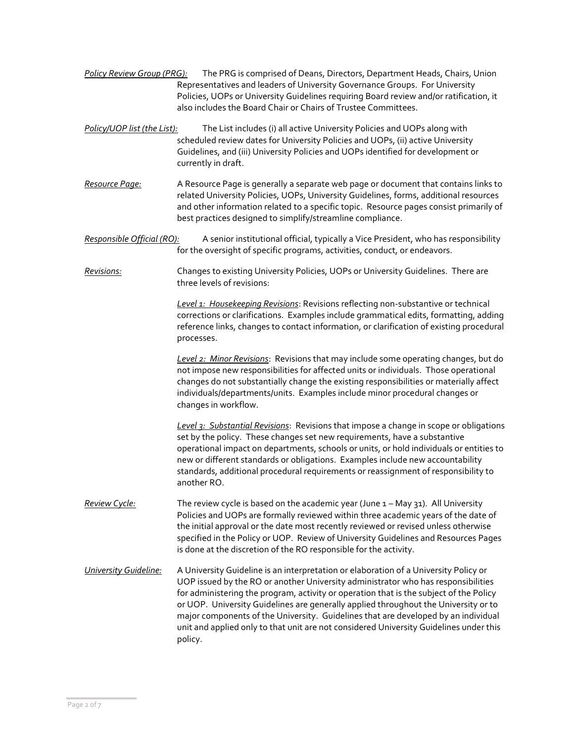*<u>Policy Review Group (PRG):</u>* The PRG is comprised of Deans, Directors, Department Heads, Chairs, Union Representatives and leaders of University Governance Groups. For University Policies, UOPs or University Guidelines requiring Board review and/or ratification, it also includes the Board Chair or Chairs of Trustee Committees.

*<u>Policy/UOP list (the List):</u>* The List includes (i) all active University Policies and UOPs along with scheduled review dates for University Policies and UOPs, (ii) active University Guidelines, and (iii) University Policies and UOPs identified for development or currently in draft.

*<u>Resource Page:</u>* A Resource Page is generally a separate web page or document that contains links to related University Policies, UOPs, University Guidelines, forms, additional resources and other information related to a specific topic. Resource pages consist primarily of best practices designed to simplify/streamline compliance.

*<u>Responsible Official (RO):</u>* A senior institutional official, typically a Vice President, who has responsibility for the oversight of specific programs, activities, conduct, or endeavors.

*<u>Revisions:</u>* Changes to existing University Policies, UOPs or University Guidelines. There are three levels of revisions:

*<u>Level 1: Housekeeping Revisions</u>*: Revisions reflecting non-substantive or technical corrections or clarifications. Examples include grammatical edits, formatting, adding reference links, changes to contact information, or clarification of existing procedural processes.

*<u>Level 2: Minor Revisions</u>*: Revisions that may include some operating changes, but do not impose new responsibilities for affected units or individuals. Those operational changes do not substantially change the existing responsibilities or materially affect individuals/departments/units. Examples include minor procedural changes or changes in workflow.

*<u>Level 3: Substantial Revisions</u>*: Revisions that impose a change in scope or obligations set by the policy. These changes set new requirements, have a substantive operational impact on departments, schools or units, or hold individuals or entities to new or different standards or obligations. Examples include new accountability standards, additional procedural requirements or reassignment of responsibility to another RO.

*<u>Review Cycle:</u>* The review cycle is based on the academic year (June 1 – May 31). All University Policies and UOPs are formally reviewed within three academic years of the date of the initial approval or the date most recently reviewed or revised unless otherwise specified in the Policy or UOP. Review of University Guidelines and Resources Pages is done at the discretion of the RO responsible for the activity.

*<u>University Guideline:</u>* A University Guideline is an interpretation or elaboration of a University Policy or UOP issued by the RO or another University administrator who has responsibilities for administering the program, activity or operation that is the subject of the Policy or UOP. University Guidelines are generally applied throughout the University or to major components of the University. Guidelines that are developed by an individual unit and applied only to that unit are not considered University Guidelines under this policy.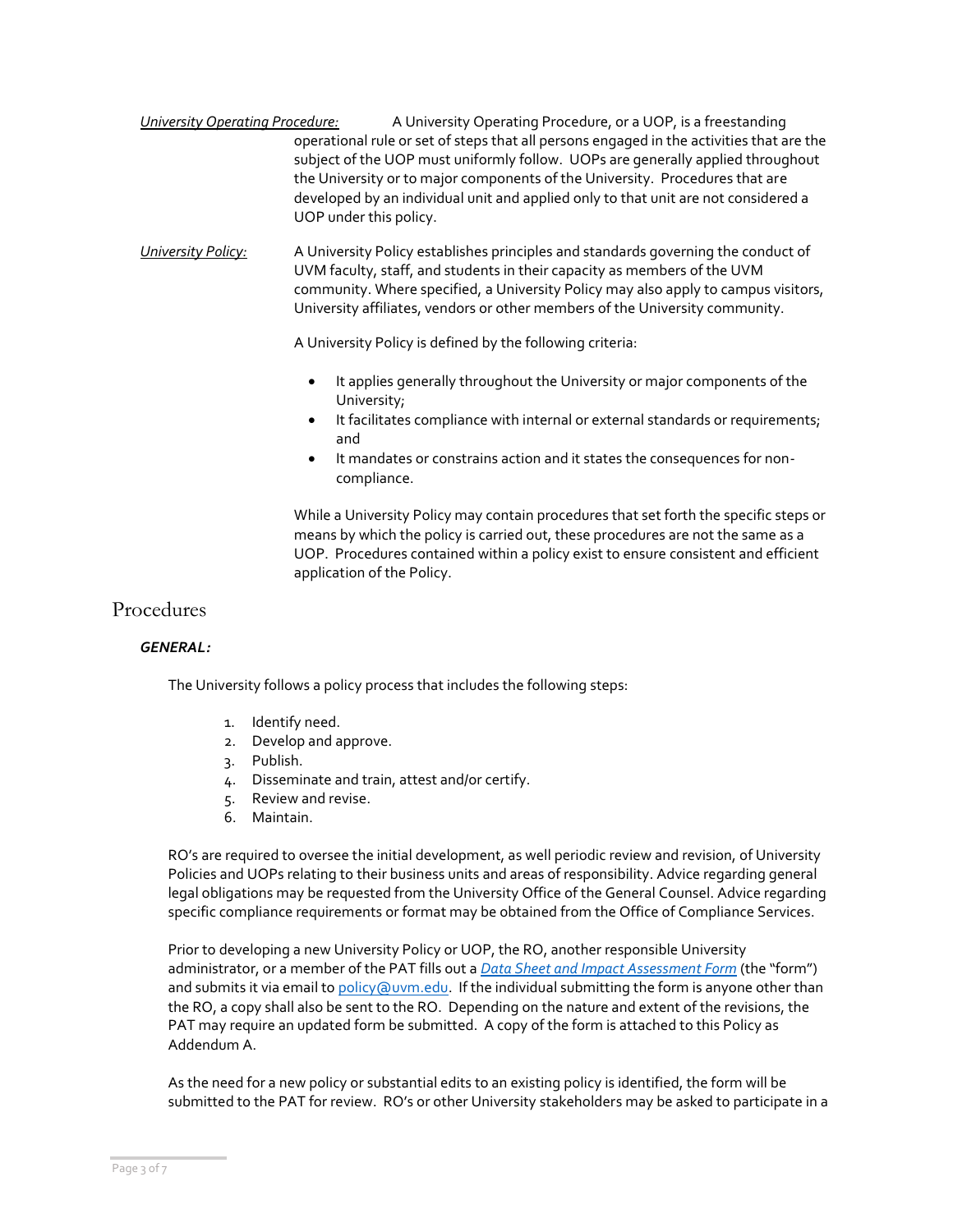*University Operating Procedure:* A University Operating Procedure, or a UOP, is a freestanding operational rule or set of steps that all persons engaged in the activities that are the subject of the UOP must uniformly follow. UOPs are generally applied throughout the University or to major components of the University. Procedures that are developed by an individual unit and applied only to that unit are not considered a UOP under this policy.

*University Policy:* A University Policy establishes principles and standards governing the conduct of UVM faculty, staff, and students in their capacity as members of the UVM community. Where specified, a University Policy may also apply to campus visitors, University affiliates, vendors or other members of the University community.

A University Policy is defined by the following criteria:

- It applies generally throughout the University or major components of the University;
- It facilitates compliance with internal or external standards or requirements; and
- It mandates or constrains action and it states the consequences for non-compliance.

While a University Policy may contain procedures that set forth the specific steps or means by which the policy is carried out, these procedures are not the same as a UOP. Procedures contained within a policy exist to ensure consistent and efficient application of the Policy.

# Procedures

***GENERAL:***

The University follows a policy process that includes the following steps:

1. Identify need.
2. Develop and approve.
3. Publish.
4. Disseminate and train, attest and/or certify.
5. Review and revise.
6. Maintain.

RO's are required to oversee the initial development, as well periodic review and revision, of University Policies and UOPs relating to their business units and areas of responsibility. Advice regarding general legal obligations may be requested from the University Office of the General Counsel. Advice regarding specific compliance requirements or format may be obtained from the Office of Compliance Services.

Prior to developing a new University Policy or UOP, the RO, another responsible University administrator, or a member of the PAT fills out a *Data Sheet and Impact Assessment Form* (the "form") and submits it via email to policy@uvm.edu. If the individual submitting the form is anyone other than the RO, a copy shall also be sent to the RO. Depending on the nature and extent of the revisions, the PAT may require an updated form be submitted. A copy of the form is attached to this Policy as Addendum A.

As the need for a new policy or substantial edits to an existing policy is identified, the form will be submitted to the PAT for review. RO's or other University stakeholders may be asked to participate in a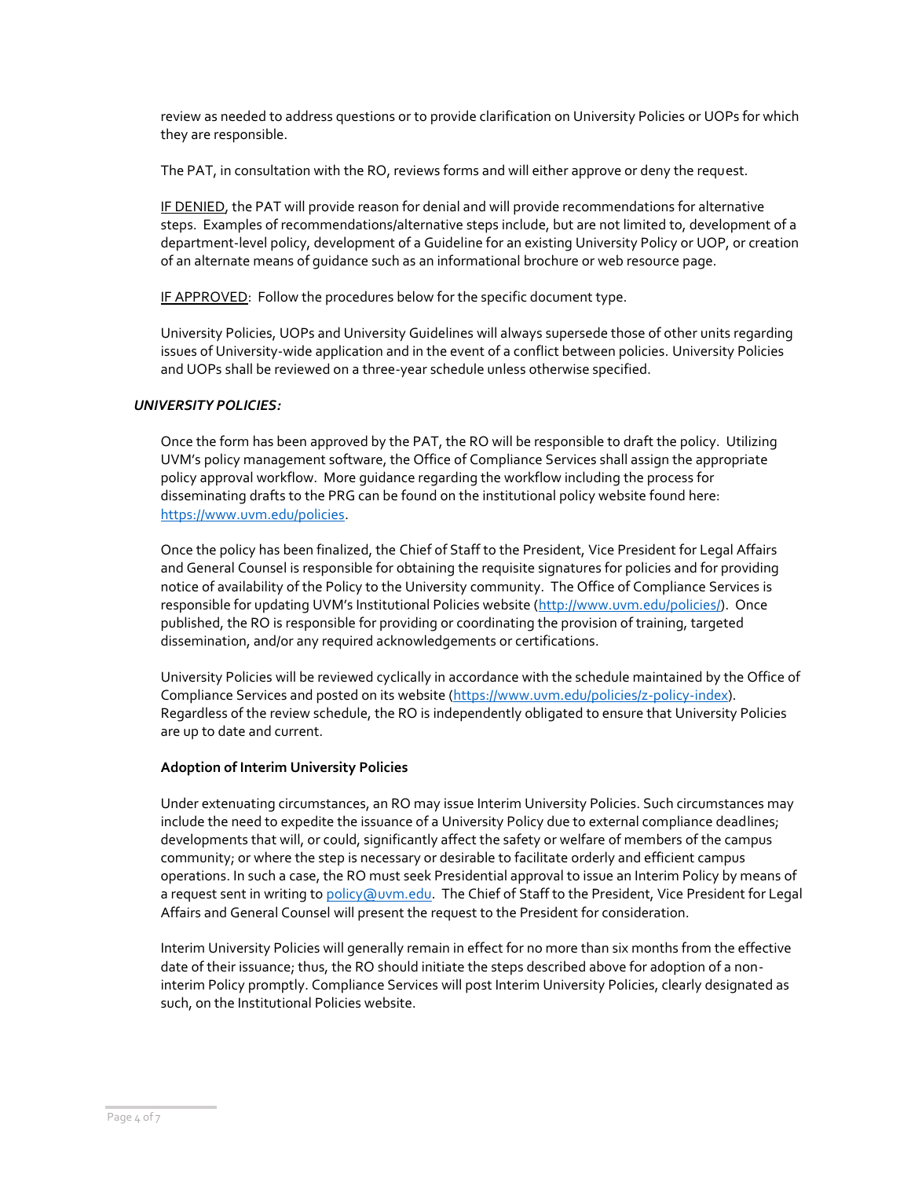review as needed to address questions or to provide clarification on University Policies or UOPs for which they are responsible.

The PAT, in consultation with the RO, reviews forms and will either approve or deny the request.

IF DENIED, the PAT will provide reason for denial and will provide recommendations for alternative steps. Examples of recommendations/alternative steps include, but are not limited to, development of a department-level policy, development of a Guideline for an existing University Policy or UOP, or creation of an alternate means of guidance such as an informational brochure or web resource page.

IF APPROVED: Follow the procedures below for the specific document type.

University Policies, UOPs and University Guidelines will always supersede those of other units regarding issues of University-wide application and in the event of a conflict between policies. University Policies and UOPs shall be reviewed on a three-year schedule unless otherwise specified.

***UNIVERSITY POLICIES:***

Once the form has been approved by the PAT, the RO will be responsible to draft the policy. Utilizing UVM's policy management software, the Office of Compliance Services shall assign the appropriate policy approval workflow. More guidance regarding the workflow including the process for disseminating drafts to the PRG can be found on the institutional policy website found here: [https://www.uvm.edu/policies](https://www.uvm.edu/policies).

Once the policy has been finalized, the Chief of Staff to the President, Vice President for Legal Affairs and General Counsel is responsible for obtaining the requisite signatures for policies and for providing notice of availability of the Policy to the University community. The Office of Compliance Services is responsible for updating UVM's Institutional Policies website ([http://www.uvm.edu/policies/](http://www.uvm.edu/policies/)). Once published, the RO is responsible for providing or coordinating the provision of training, targeted dissemination, and/or any required acknowledgements or certifications.

University Policies will be reviewed cyclically in accordance with the schedule maintained by the Office of Compliance Services and posted on its website ([https://www.uvm.edu/policies/z-policy-index](https://www.uvm.edu/policies/z-policy-index)). Regardless of the review schedule, the RO is independently obligated to ensure that University Policies are up to date and current.

**Adoption of Interim University Policies**

Under extenuating circumstances, an RO may issue Interim University Policies. Such circumstances may include the need to expedite the issuance of a University Policy due to external compliance deadlines; developments that will, or could, significantly affect the safety or welfare of members of the campus community; or where the step is necessary or desirable to facilitate orderly and efficient campus operations. In such a case, the RO must seek Presidential approval to issue an Interim Policy by means of a request sent in writing to [policy@uvm.edu](mailto:policy@uvm.edu). The Chief of Staff to the President, Vice President for Legal Affairs and General Counsel will present the request to the President for consideration.

Interim University Policies will generally remain in effect for no more than six months from the effective date of their issuance; thus, the RO should initiate the steps described above for adoption of a non-interim Policy promptly. Compliance Services will post Interim University Policies, clearly designated as such, on the Institutional Policies website.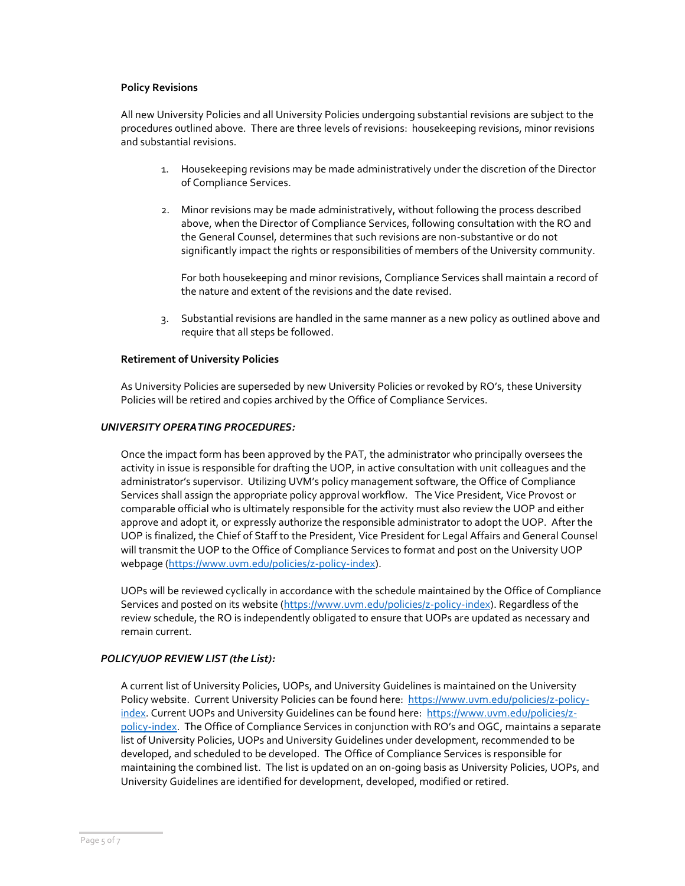**Policy Revisions**

All new University Policies and all University Policies undergoing substantial revisions are subject to the procedures outlined above. There are three levels of revisions: housekeeping revisions, minor revisions and substantial revisions.

1. Housekeeping revisions may be made administratively under the discretion of the Director of Compliance Services.

2. Minor revisions may be made administratively, without following the process described above, when the Director of Compliance Services, following consultation with the RO and the General Counsel, determines that such revisions are non-substantive or do not significantly impact the rights or responsibilities of members of the University community.

   For both housekeeping and minor revisions, Compliance Services shall maintain a record of the nature and extent of the revisions and the date revised.

3. Substantial revisions are handled in the same manner as a new policy as outlined above and require that all steps be followed.

**Retirement of University Policies**

As University Policies are superseded by new University Policies or revoked by RO's, these University Policies will be retired and copies archived by the Office of Compliance Services.

***UNIVERSITY OPERATING PROCEDURES:***

Once the impact form has been approved by the PAT, the administrator who principally oversees the activity in issue is responsible for drafting the UOP, in active consultation with unit colleagues and the administrator's supervisor. Utilizing UVM's policy management software, the Office of Compliance Services shall assign the appropriate policy approval workflow. The Vice President, Vice Provost or comparable official who is ultimately responsible for the activity must also review the UOP and either approve and adopt it, or expressly authorize the responsible administrator to adopt the UOP. After the UOP is finalized, the Chief of Staff to the President, Vice President for Legal Affairs and General Counsel will transmit the UOP to the Office of Compliance Services to format and post on the University UOP webpage (https://www.uvm.edu/policies/z-policy-index).

UOPs will be reviewed cyclically in accordance with the schedule maintained by the Office of Compliance Services and posted on its website (https://www.uvm.edu/policies/z-policy-index). Regardless of the review schedule, the RO is independently obligated to ensure that UOPs are updated as necessary and remain current.

***POLICY/UOP REVIEW LIST (the List):***

A current list of University Policies, UOPs, and University Guidelines is maintained on the University Policy website. Current University Policies can be found here: https://www.uvm.edu/policies/z-policy-index. Current UOPs and University Guidelines can be found here: https://www.uvm.edu/policies/z-policy-index. The Office of Compliance Services in conjunction with RO's and OGC, maintains a separate list of University Policies, UOPs and University Guidelines under development, recommended to be developed, and scheduled to be developed. The Office of Compliance Services is responsible for maintaining the combined list. The list is updated on an on-going basis as University Policies, UOPs, and University Guidelines are identified for development, developed, modified or retired.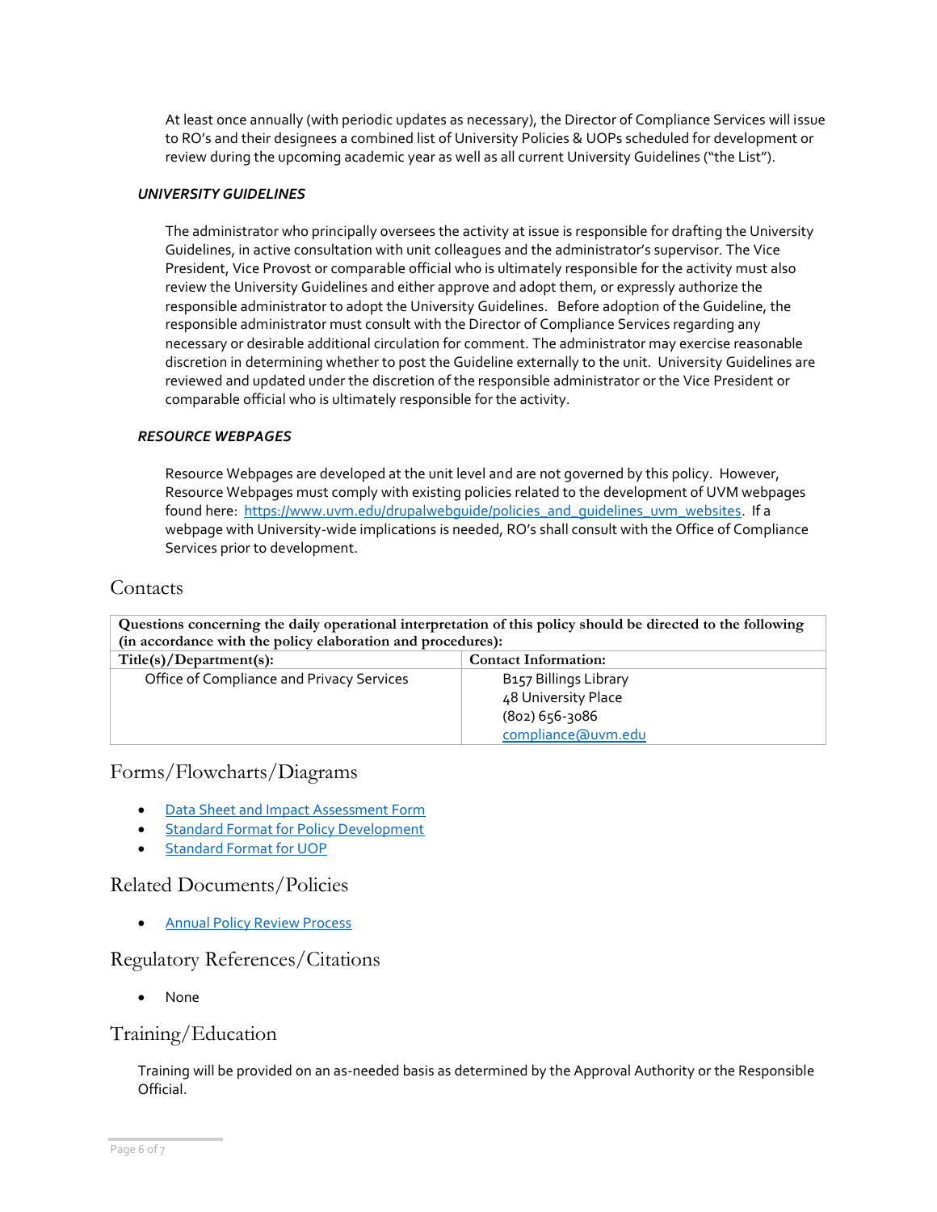At least once annually (with periodic updates as necessary), the Director of Compliance Services will issue to RO's and their designees a combined list of University Policies & UOPs scheduled for development or review during the upcoming academic year as well as all current University Guidelines ("the List").

### *UNIVERSITY GUIDELINES*

The administrator who principally oversees the activity at issue is responsible for drafting the University Guidelines, in active consultation with unit colleagues and the administrator's supervisor. The Vice President, Vice Provost or comparable official who is ultimately responsible for the activity must also review the University Guidelines and either approve and adopt them, or expressly authorize the responsible administrator to adopt the University Guidelines. Before adoption of the Guideline, the responsible administrator must consult with the Director of Compliance Services regarding any necessary or desirable additional circulation for comment. The administrator may exercise reasonable discretion in determining whether to post the Guideline externally to the unit. University Guidelines are reviewed and updated under the discretion of the responsible administrator or the Vice President or comparable official who is ultimately responsible for the activity.

### *RESOURCE WEBPAGES*

Resource Webpages are developed at the unit level and are not governed by this policy. However, Resource Webpages must comply with existing policies related to the development of UVM webpages found here: https://www.uvm.edu/drupalwebguide/policies_and_guidelines_uvm_websites. If a webpage with University-wide implications is needed, RO's shall consult with the Office of Compliance Services prior to development.

## Contacts

| **Questions concerning the daily operational interpretation of this policy should be directed to the following (in accordance with the policy elaboration and procedures):** | |
|---|---|
| **Title(s)/Department(s):** | **Contact Information:** |
| Office of Compliance and Privacy Services | B157 Billings Library<br>48 University Place<br>(802) 656-3086<br>compliance@uvm.edu |

## Forms/Flowcharts/Diagrams

- Data Sheet and Impact Assessment Form
- Standard Format for Policy Development
- Standard Format for UOP

## Related Documents/Policies

- Annual Policy Review Process

## Regulatory References/Citations

- None

## Training/Education

Training will be provided on an as-needed basis as determined by the Approval Authority or the Responsible Official.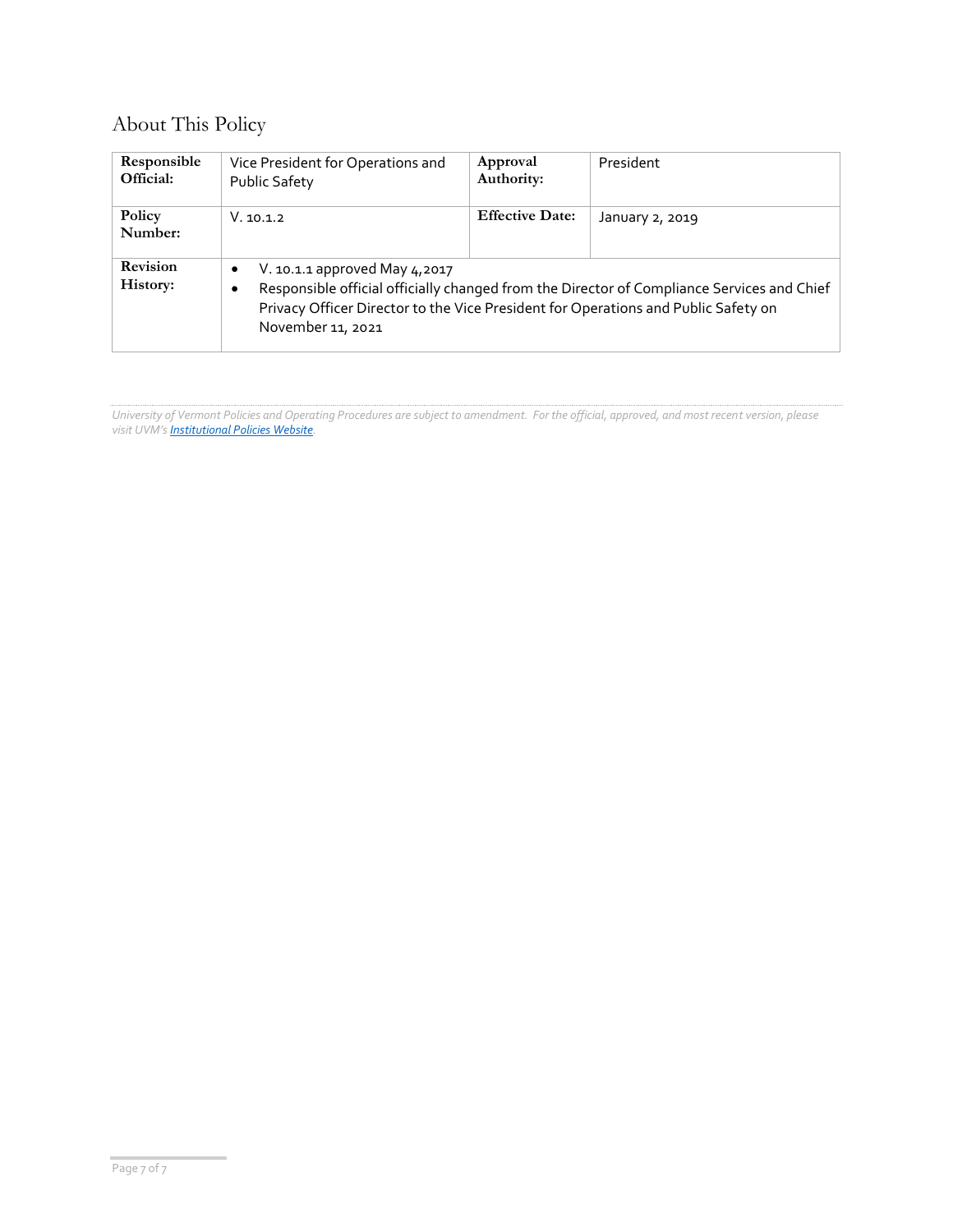## About This Policy

| Responsible Official: | Vice President for Operations and Public Safety | Approval Authority: | President |
|---|---|---|---|
| Policy Number: | V. 10.1.2 | Effective Date: | January 2, 2019 |
| Revision History: | • V. 10.1.1 approved May 4,2017<br>• Responsible official officially changed from the Director of Compliance Services and Chief Privacy Officer Director to the Vice President for Operations and Public Safety on November 11, 2021 | | |

*University of Vermont Policies and Operating Procedures are subject to amendment. For the official, approved, and most recent version, please visit UVM's [Institutional Policies Website](#).*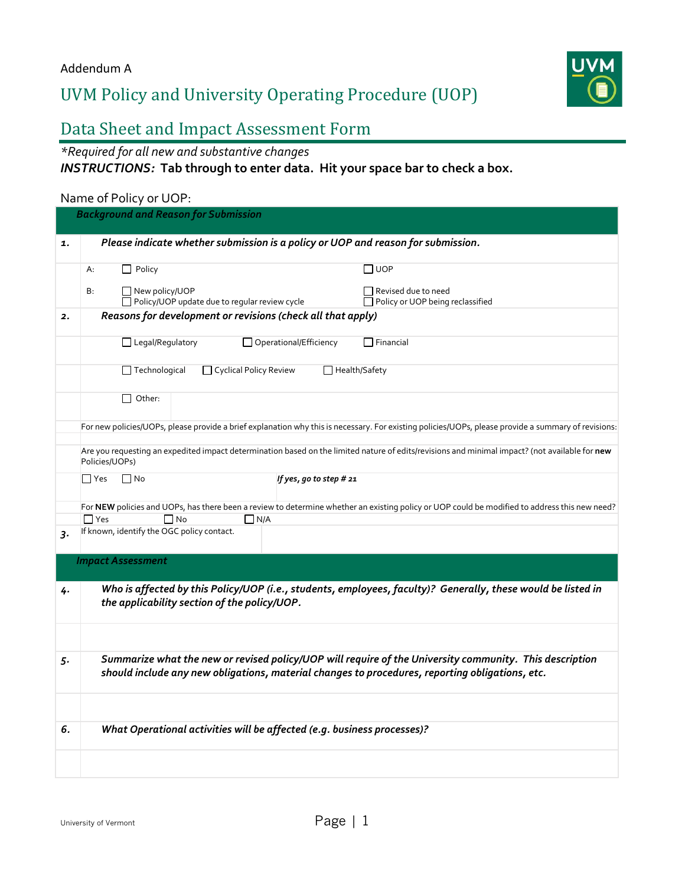Addendum A

# UVM Policy and University Operating Procedure (UOP)

# Data Sheet and Impact Assessment Form

*\*Required for all new and substantive changes*

***INSTRUCTIONS:*** **Tab through to enter data. Hit your space bar to check a box.**

Name of Policy or UOP:

## *Background and Reason for Submission*

**1.** ***Please indicate whether submission is a policy or UOP and reason for submission.***

A: ☐ Policy ☐ UOP

B: ☐ New policy/UOP ☐ Revised due to need
☐ Policy/UOP update due to regular review cycle ☐ Policy or UOP being reclassified

**2.** ***Reasons for development or revisions (check all that apply)***

☐ Legal/Regulatory ☐ Operational/Efficiency ☐ Financial

☐ Technological ☐ Cyclical Policy Review ☐ Health/Safety

☐ Other:

For new policies/UOPs, please provide a brief explanation why this is necessary. For existing policies/UOPs, please provide a summary of revisions:

Are you requesting an expedited impact determination based on the limited nature of edits/revisions and minimal impact? (not available for **new** Policies/UOPs)

☐ Yes ☐ No ***If yes, go to step # 21***

For **NEW** policies and UOPs, has there been a review to determine whether an existing policy or UOP could be modified to address this new need?

☐ Yes ☐ No ☐ N/A

**3.** If known, identify the OGC policy contact.

## *Impact Assessment*

**4.** ***Who is affected by this Policy/UOP (i.e., students, employees, faculty)? Generally, these would be listed in the applicability section of the policy/UOP.***

**5.** ***Summarize what the new or revised policy/UOP will require of the University community. This description should include any new obligations, material changes to procedures, reporting obligations, etc.***

**6.** ***What Operational activities will be affected (e.g. business processes)?***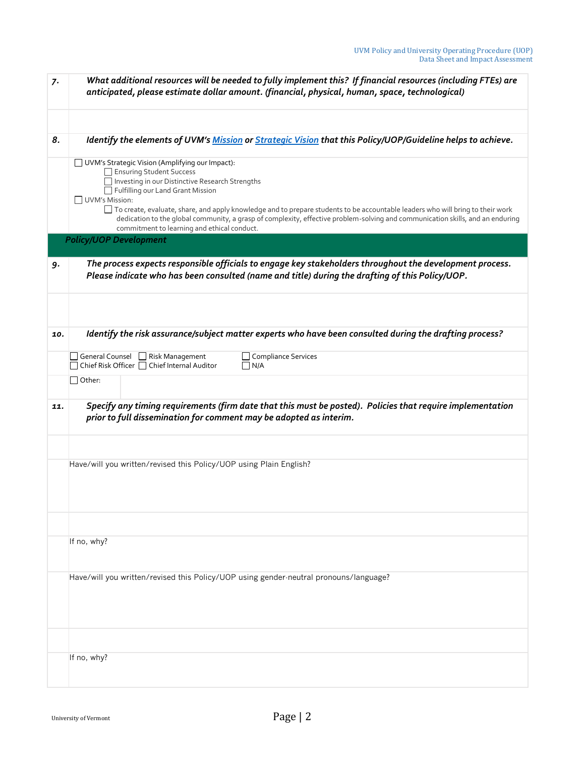| | |
|---|---|
| **7.** | ***What additional resources will be needed to fully implement this? If financial resources (including FTEs) are anticipated, please estimate dollar amount. (financial, physical, human, space, technological)*** |
| | |
| **8.** | ***Identify the elements of UVM's Mission or Strategic Vision that this Policy/UOP/Guideline helps to achieve.*** |
| | ☐ UVM's Strategic Vision (Amplifying our Impact):<br>☐ Ensuring Student Success<br>☐ Investing in our Distinctive Research Strengths<br>☐ Fulfilling our Land Grant Mission<br>☐ UVM's Mission:<br>☐ To create, evaluate, share, and apply knowledge and to prepare students to be accountable leaders who will bring to their work dedication to the global community, a grasp of complexity, effective problem-solving and communication skills, and an enduring commitment to learning and ethical conduct. |

### *Policy/UOP Development*

| | |
|---|---|
| **9.** | ***The process expects responsible officials to engage key stakeholders throughout the development process. Please indicate who has been consulted (name and title) during the drafting of this Policy/UOP.*** |
| | |
| **10.** | ***Identify the risk assurance/subject matter experts who have been consulted during the drafting process?*** |
| | ☐ General Counsel ☐ Risk Management ☐ Compliance Services<br>☐ Chief Risk Officer ☐ Chief Internal Auditor ☐ N/A |
| | ☐ Other: |
| **11.** | ***Specify any timing requirements (firm date that this must be posted). Policies that require implementation prior to full dissemination for comment may be adopted as interim.*** |
| | |
| | Have/will you written/revised this Policy/UOP using Plain English? |
| | |
| | If no, why? |
| | Have/will you written/revised this Policy/UOP using gender-neutral pronouns/language? |
| | |
| | If no, why? |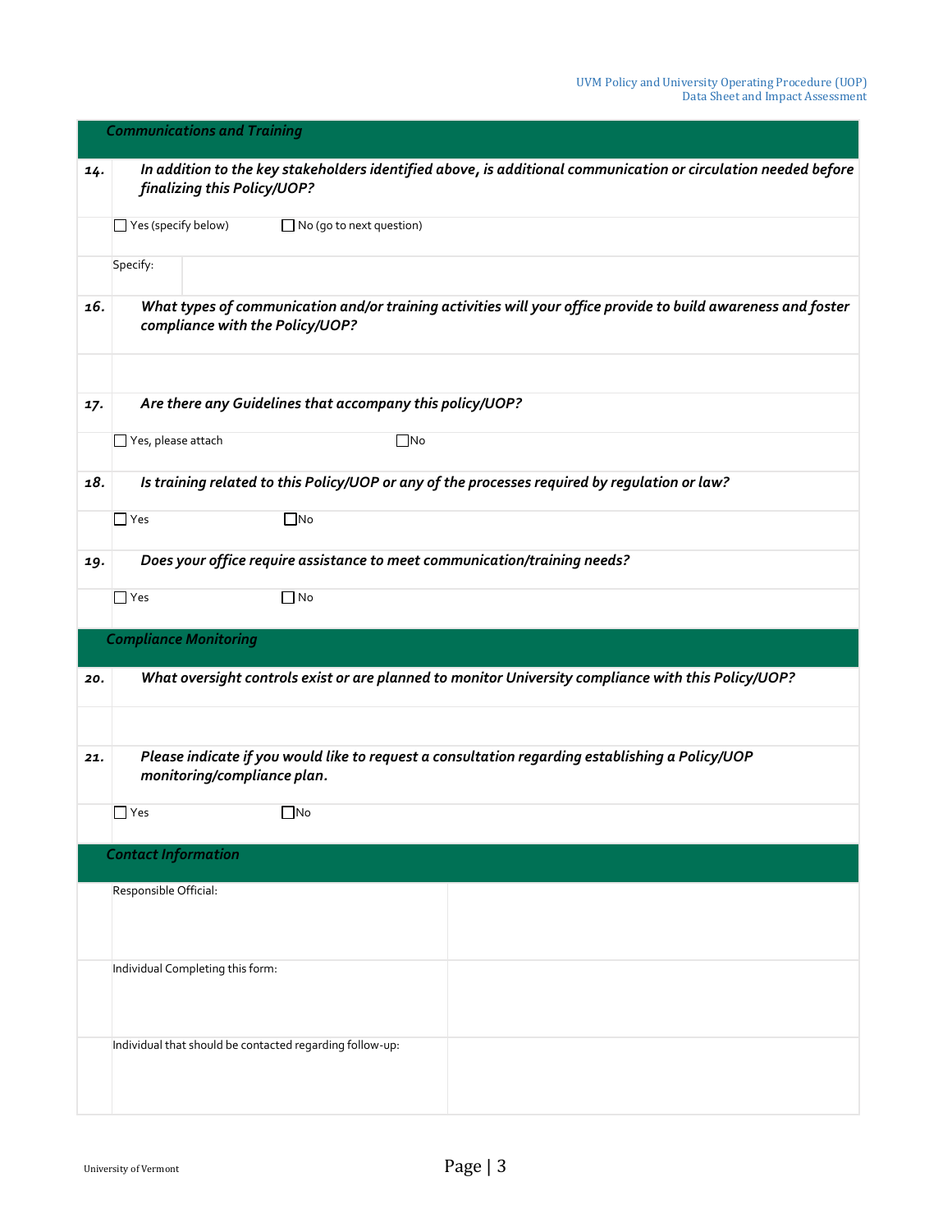## *Communications and Training*

**14.** ***In addition to the key stakeholders identified above, is additional communication or circulation needed before finalizing this Policy/UOP?***

☐ Yes (specify below) ☐ No (go to next question)

Specify:

**16.** ***What types of communication and/or training activities will your office provide to build awareness and foster compliance with the Policy/UOP?***

**17.** ***Are there any Guidelines that accompany this policy/UOP?***

☐ Yes, please attach ☐ No

**18.** ***Is training related to this Policy/UOP or any of the processes required by regulation or law?***

☐ Yes ☐ No

**19.** ***Does your office require assistance to meet communication/training needs?***

☐ Yes ☐ No

## *Compliance Monitoring*

**20.** ***What oversight controls exist or are planned to monitor University compliance with this Policy/UOP?***

**21.** ***Please indicate if you would like to request a consultation regarding establishing a Policy/UOP monitoring/compliance plan.***

☐ Yes ☐ No

## *Contact Information*

| | |
|---|---|
| Responsible Official: | |
| Individual Completing this form: | |
| Individual that should be contacted regarding follow-up: | |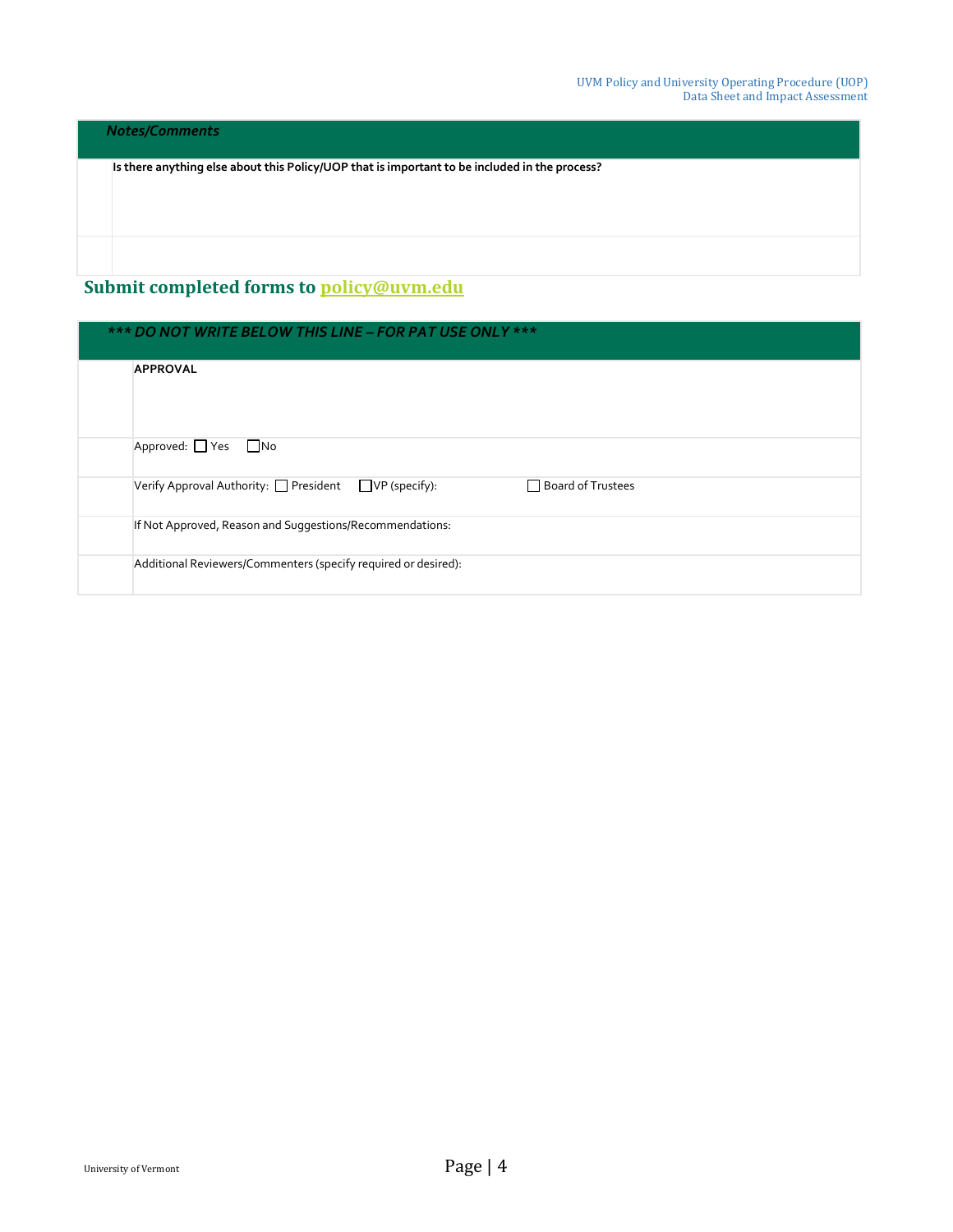### *Notes/Comments*

**Is there anything else about this Policy/UOP that is important to be included in the process?**

## Submit completed forms to [policy@uvm.edu](mailto:policy@uvm.edu)

### *\*\*\* DO NOT WRITE BELOW THIS LINE – FOR PAT USE ONLY \*\*\**

**APPROVAL**

Approved: ☐ Yes ☐ No

Verify Approval Authority: ☐ President ☐ VP (specify): ☐ Board of Trustees

If Not Approved, Reason and Suggestions/Recommendations:

Additional Reviewers/Commenters (specify required or desired):